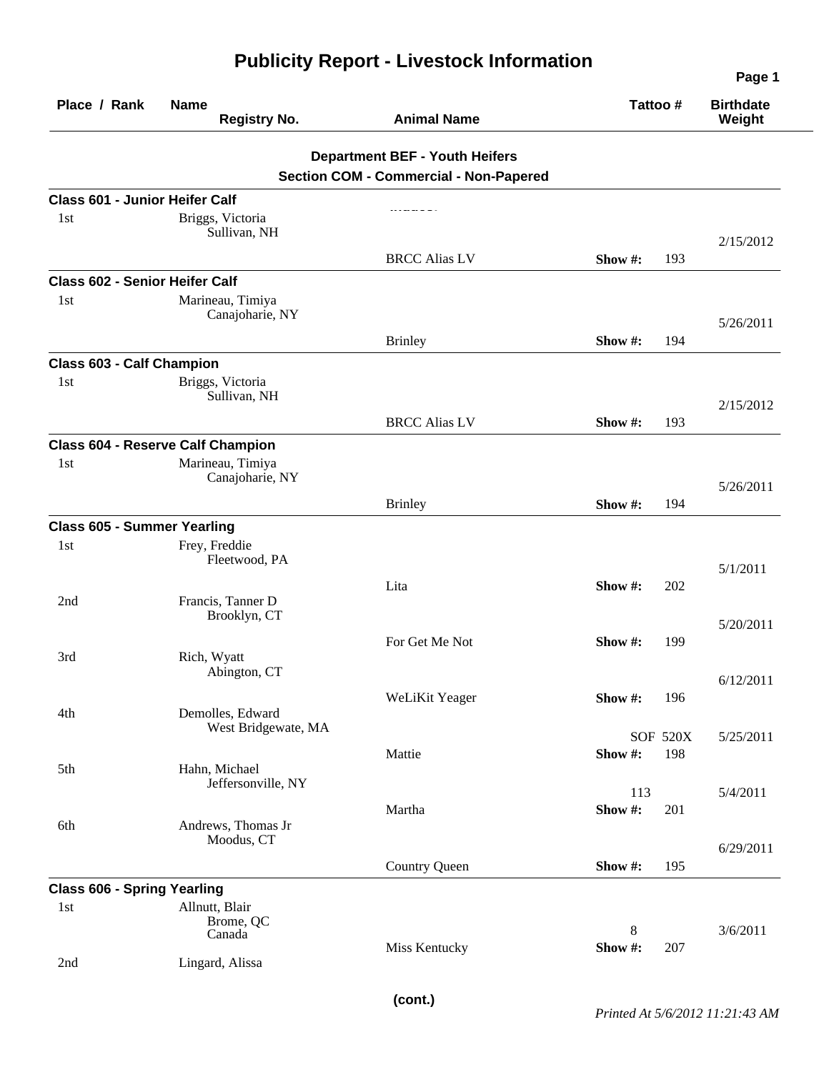# Publicity Report - Livestock Information

| Place / Rank | Name / Registry No. | Animal Name | Tattoo # | Birthdate / Weight |
|---|---|---|---|---|

**Department BEF - Youth Heifers**

**Section COM - Commercial - Non-Papered**

**Class 601 - Junior Heifer Calf**

| Place / Rank | Name | Animal Name | Tattoo # | Birthdate |
|---|---|---|---|---|
| 1st | Briggs, Victoria<br>Sullivan, NH | BRCC Alias LV | Show #: 193 | 2/15/2012 |

**Class 602 - Senior Heifer Calf**

| Place / Rank | Name | Animal Name | Tattoo # | Birthdate |
|---|---|---|---|---|
| 1st | Marineau, Timiya<br>Canajoharie, NY | Brinley | Show #: 194 | 5/26/2011 |

**Class 603 - Calf Champion**

| Place / Rank | Name | Animal Name | Tattoo # | Birthdate |
|---|---|---|---|---|
| 1st | Briggs, Victoria<br>Sullivan, NH | BRCC Alias LV | Show #: 193 | 2/15/2012 |

**Class 604 - Reserve Calf Champion**

| Place / Rank | Name | Animal Name | Tattoo # | Birthdate |
|---|---|---|---|---|
| 1st | Marineau, Timiya<br>Canajoharie, NY | Brinley | Show #: 194 | 5/26/2011 |

**Class 605 - Summer Yearling**

| Place / Rank | Name | Animal Name | Tattoo # | Birthdate |
|---|---|---|---|---|
| 1st | Frey, Freddie<br>Fleetwood, PA | Lita | Show #: 202 | 5/1/2011 |
| 2nd | Francis, Tanner D<br>Brooklyn, CT | For Get Me Not | Show #: 199 | 5/20/2011 |
| 3rd | Rich, Wyatt<br>Abington, CT | WeLiKit Yeager | Show #: 196 | 6/12/2011 |
| 4th | Demolles, Edward<br>West Bridgewate, MA | Mattie | SOF 520X<br>Show #: 198 | 5/25/2011 |
| 5th | Hahn, Michael<br>Jeffersonville, NY | Martha | 113<br>Show #: 201 | 5/4/2011 |
| 6th | Andrews, Thomas Jr<br>Moodus, CT | Country Queen | Show #: 195 | 6/29/2011 |

**Class 606 - Spring Yearling**

| Place / Rank | Name | Animal Name | Tattoo # | Birthdate |
|---|---|---|---|---|
| 1st | Allnutt, Blair<br>Brome, QC<br>Canada | Miss Kentucky | 8<br>Show #: 207 | 3/6/2011 |
| 2nd | Lingard, Alissa | | | |

**(cont.)**

*Printed At 5/6/2012 11:21:43 AM*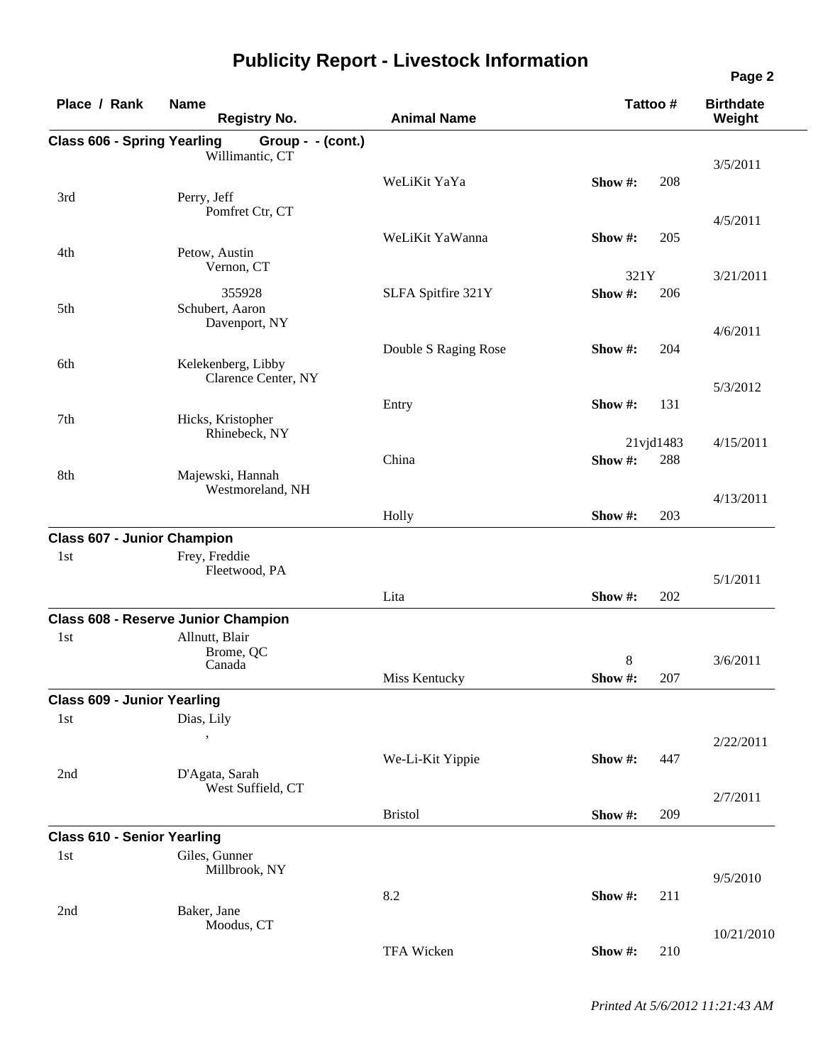# Publicity Report - Livestock Information

| Place / Rank | Name / Registry No. | Animal Name | Tattoo # | Birthdate / Weight |
|---|---|---|---|---|
| **Class 606 - Spring Yearling** | **Group - - (cont.)** | | | |
| | Willimantic, CT | WeLiKit YaYa | Show #: 208 | 3/5/2011 |
| 3rd | Perry, Jeff<br>Pomfret Ctr, CT | WeLiKit YaWanna | Show #: 205 | 4/5/2011 |
| 4th | Petow, Austin<br>Vernon, CT<br>355928 | SLFA Spitfire 321Y | 321Y<br>Show #: 206 | 3/21/2011 |
| 5th | Schubert, Aaron<br>Davenport, NY | Double S Raging Rose | Show #: 204 | 4/6/2011 |
| 6th | Kelekenberg, Libby<br>Clarence Center, NY | Entry | Show #: 131 | 5/3/2012 |
| 7th | Hicks, Kristopher<br>Rhinebeck, NY | China | 21vjd1483<br>Show #: 288 | 4/15/2011 |
| 8th | Majewski, Hannah<br>Westmoreland, NH | Holly | Show #: 203 | 4/13/2011 |
| **Class 607 - Junior Champion** | | | | |
| 1st | Frey, Freddie<br>Fleetwood, PA | Lita | Show #: 202 | 5/1/2011 |
| **Class 608 - Reserve Junior Champion** | | | | |
| 1st | Allnutt, Blair<br>Brome, QC<br>Canada | Miss Kentucky | 8<br>Show #: 207 | 3/6/2011 |
| **Class 609 - Junior Yearling** | | | | |
| 1st | Dias, Lily<br>, | We-Li-Kit Yippie | Show #: 447 | 2/22/2011 |
| 2nd | D'Agata, Sarah<br>West Suffield, CT | Bristol | Show #: 209 | 2/7/2011 |
| **Class 610 - Senior Yearling** | | | | |
| 1st | Giles, Gunner<br>Millbrook, NY | 8.2 | Show #: 211 | 9/5/2010 |
| 2nd | Baker, Jane<br>Moodus, CT | TFA Wicken | Show #: 210 | 10/21/2010 |

*Printed At 5/6/2012 11:21:43 AM*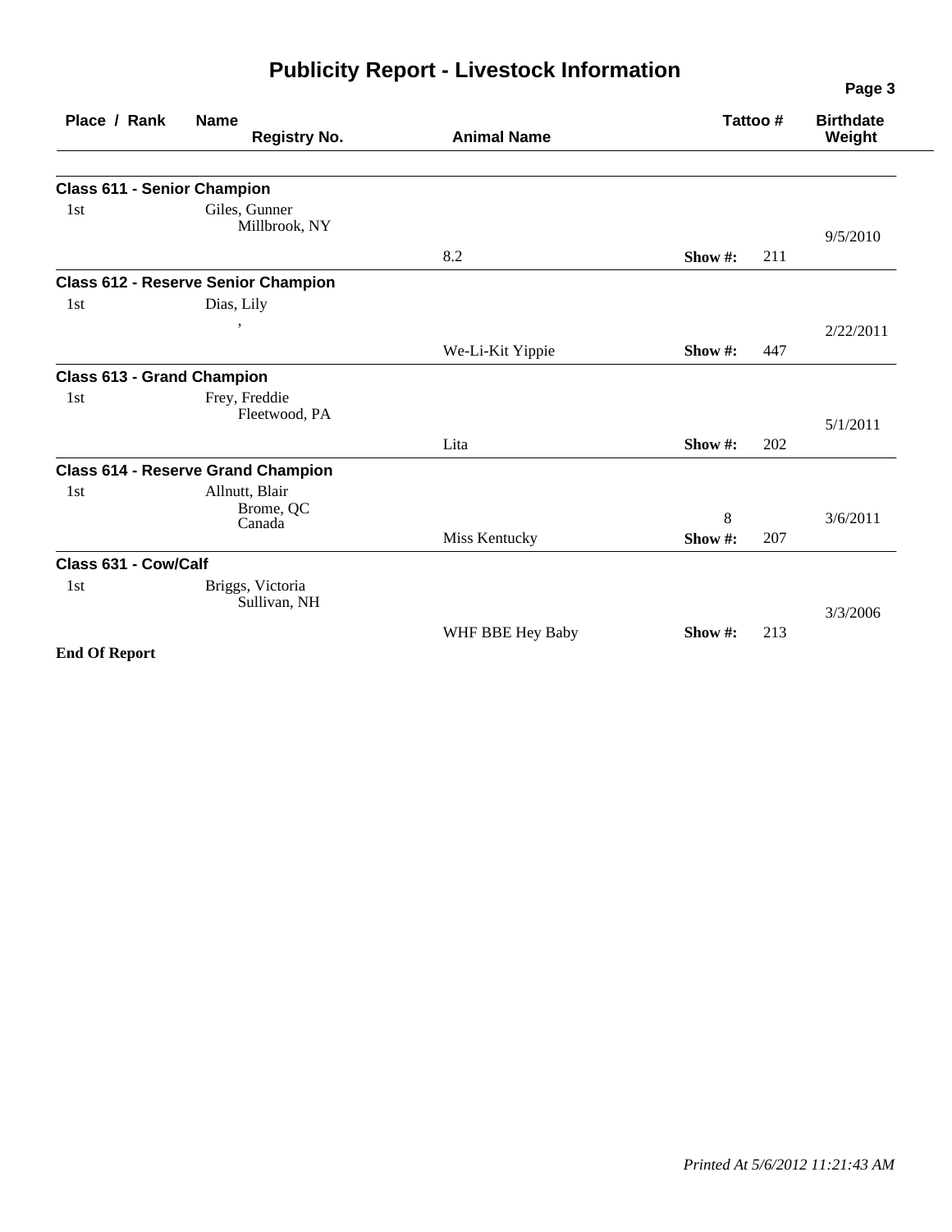# Publicity Report - Livestock Information

| Place / Rank | Name / Registry No. | Animal Name | | Tattoo # | Birthdate / Weight |
|---|---|---|---|---|---|
| **Class 611 - Senior Champion** | | | | | |
| 1st | Giles, Gunner<br>Millbrook, NY | 8.2 | **Show #:** | 211 | 9/5/2010 |
| **Class 612 - Reserve Senior Champion** | | | | | |
| 1st | Dias, Lily<br>, | We-Li-Kit Yippie | **Show #:** | 447 | 2/22/2011 |
| **Class 613 - Grand Champion** | | | | | |
| 1st | Frey, Freddie<br>Fleetwood, PA | Lita | **Show #:** | 202 | 5/1/2011 |
| **Class 614 - Reserve Grand Champion** | | | | | |
| 1st | Allnutt, Blair<br>Brome, QC<br>Canada | Miss Kentucky | 8<br>**Show #:** | 207 | 3/6/2011 |
| **Class 631 - Cow/Calf** | | | | | |
| 1st | Briggs, Victoria<br>Sullivan, NH | WHF BBE Hey Baby | **Show #:** | 213 | 3/3/2006 |

**End Of Report**

*Printed At 5/6/2012 11:21:43 AM*